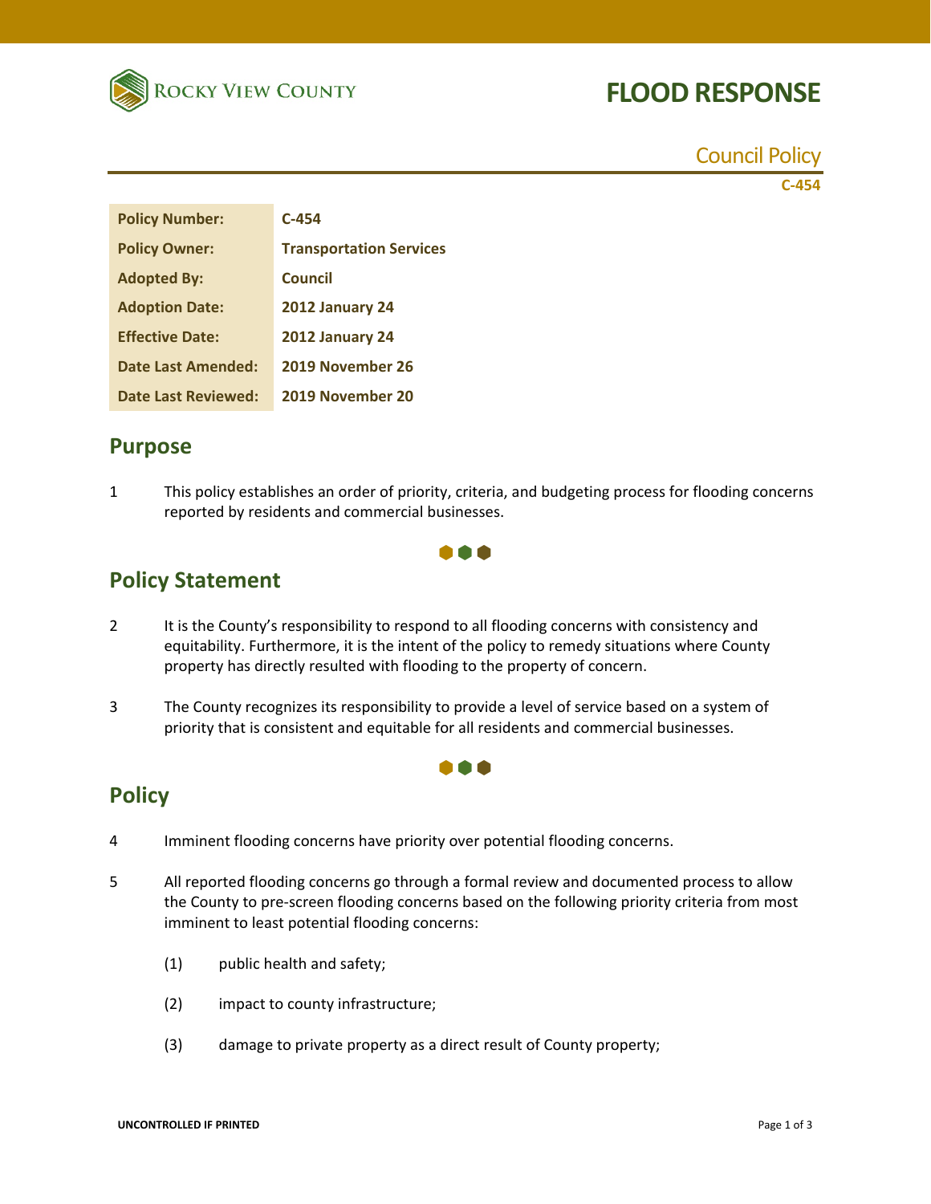Rocky View County

# FLOOD RESPONSE

Council Policy

C-454

| Policy Number: | C-454 |
|---|---|
| Policy Owner: | Transportation Services |
| Adopted By: | Council |
| Adoption Date: | 2012 January 24 |
| Effective Date: | 2012 January 24 |
| Date Last Amended: | 2019 November 26 |
| Date Last Reviewed: | 2019 November 20 |

## Purpose

1 This policy establishes an order of priority, criteria, and budgeting process for flooding concerns reported by residents and commercial businesses.

## Policy Statement

2 It is the County's responsibility to respond to all flooding concerns with consistency and equitability. Furthermore, it is the intent of the policy to remedy situations where County property has directly resulted with flooding to the property of concern.

3 The County recognizes its responsibility to provide a level of service based on a system of priority that is consistent and equitable for all residents and commercial businesses.

## Policy

4 Imminent flooding concerns have priority over potential flooding concerns.

5 All reported flooding concerns go through a formal review and documented process to allow the County to pre-screen flooding concerns based on the following priority criteria from most imminent to least potential flooding concerns:

(1) public health and safety;

(2) impact to county infrastructure;

(3) damage to private property as a direct result of County property;

UNCONTROLLED IF PRINTED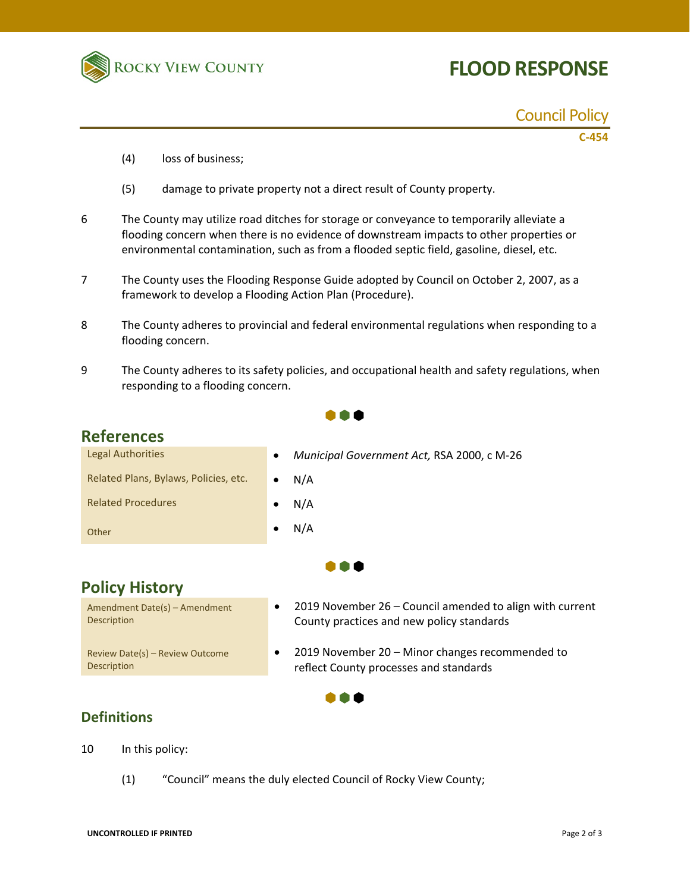(4) loss of business;

(5) damage to private property not a direct result of County property.

6 The County may utilize road ditches for storage or conveyance to temporarily alleviate a flooding concern when there is no evidence of downstream impacts to other properties or environmental contamination, such as from a flooded septic field, gasoline, diesel, etc.

7 The County uses the Flooding Response Guide adopted by Council on October 2, 2007, as a framework to develop a Flooding Action Plan (Procedure).

8 The County adheres to provincial and federal environmental regulations when responding to a flooding concern.

9 The County adheres to its safety policies, and occupational health and safety regulations, when responding to a flooding concern.

## References

| | |
|---|---|
| Legal Authorities | • *Municipal Government Act,* RSA 2000, c M-26 |
| Related Plans, Bylaws, Policies, etc. | • N/A |
| Related Procedures | • N/A |
| Other | • N/A |

## Policy History

| | |
|---|---|
| Amendment Date(s) – Amendment Description | • 2019 November 26 – Council amended to align with current County practices and new policy standards |
| Review Date(s) – Review Outcome Description | • 2019 November 20 – Minor changes recommended to reflect County processes and standards |

## Definitions

10 In this policy:

(1) "Council" means the duly elected Council of Rocky View County;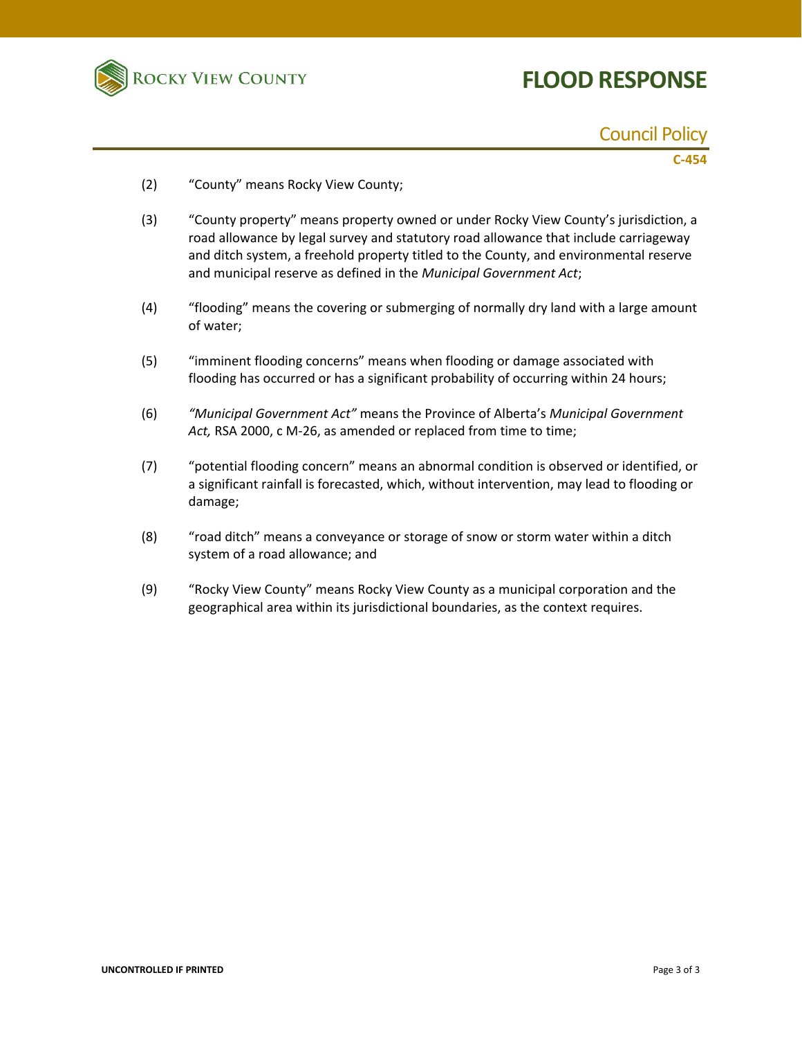(2) “County” means Rocky View County;

(3) “County property” means property owned or under Rocky View County’s jurisdiction, a road allowance by legal survey and statutory road allowance that include carriageway and ditch system, a freehold property titled to the County, and environmental reserve and municipal reserve as defined in the *Municipal Government Act*;

(4) “flooding” means the covering or submerging of normally dry land with a large amount of water;

(5) “imminent flooding concerns” means when flooding or damage associated with flooding has occurred or has a significant probability of occurring within 24 hours;

(6) *“Municipal Government Act”* means the Province of Alberta’s *Municipal Government Act,* RSA 2000, c M-26, as amended or replaced from time to time;

(7) “potential flooding concern” means an abnormal condition is observed or identified, or a significant rainfall is forecasted, which, without intervention, may lead to flooding or damage;

(8) “road ditch” means a conveyance or storage of snow or storm water within a ditch system of a road allowance; and

(9) “Rocky View County” means Rocky View County as a municipal corporation and the geographical area within its jurisdictional boundaries, as the context requires.